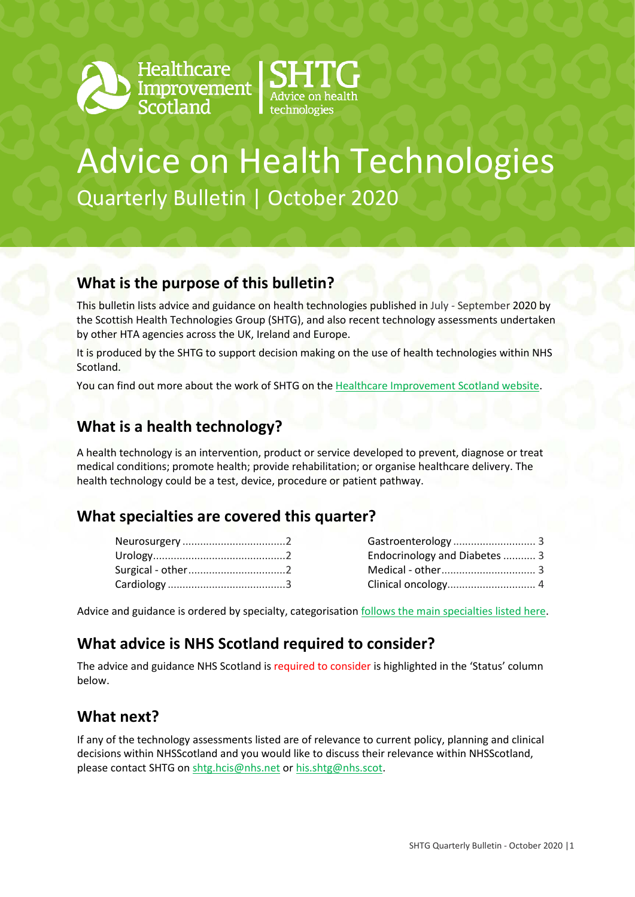Healthcare Improvement Scotland | SHTG Advice on health technologies

# Advice on Health Technologies

Quarterly Bulletin | October 2020

## What is the purpose of this bulletin?

This bulletin lists advice and guidance on health technologies published in July - September 2020 by the Scottish Health Technologies Group (SHTG), and also recent technology assessments undertaken by other HTA agencies across the UK, Ireland and Europe.

It is produced by the SHTG to support decision making on the use of health technologies within NHS Scotland.

You can find out more about the work of SHTG on the Healthcare Improvement Scotland website.

## What is a health technology?

A health technology is an intervention, product or service developed to prevent, diagnose or treat medical conditions; promote health; provide rehabilitation; or organise healthcare delivery. The health technology could be a test, device, procedure or patient pathway.

## What specialties are covered this quarter?

- Neurosurgery ..................................2
- Urology............................................2
- Surgical - other................................2
- Cardiology .......................................3
- Gastroenterology ........................... 3
- Endocrinology and Diabetes ........... 3
- Medical - other............................... 3
- Clinical oncology............................. 4

Advice and guidance is ordered by specialty, categorisation follows the main specialties listed here.

## What advice is NHS Scotland required to consider?

The advice and guidance NHS Scotland is required to consider is highlighted in the 'Status' column below.

## What next?

If any of the technology assessments listed are of relevance to current policy, planning and clinical decisions within NHSScotland and you would like to discuss their relevance within NHSScotland, please contact SHTG on shtg.hcis@nhs.net or his.shtg@nhs.scot.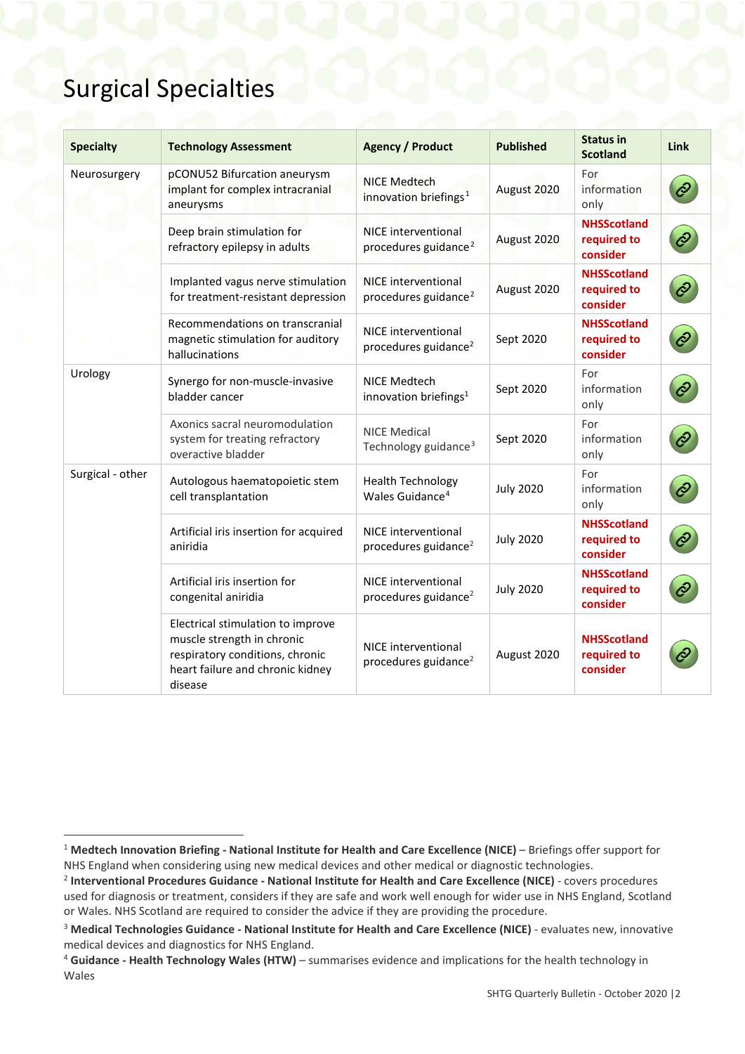# Surgical Specialties

| Specialty | Technology Assessment | Agency / Product | Published | Status in Scotland | Link |
|---|---|---|---|---|---|
| Neurosurgery | pCONU52 Bifurcation aneurysm implant for complex intracranial aneurysms | NICE Medtech innovation briefings[1] | August 2020 | For information only | |
| | Deep brain stimulation for refractory epilepsy in adults | NICE interventional procedures guidance[2] | August 2020 | **NHSScotland required to consider** | |
| | Implanted vagus nerve stimulation for treatment-resistant depression | NICE interventional procedures guidance[2] | August 2020 | **NHSScotland required to consider** | |
| | Recommendations on transcranial magnetic stimulation for auditory hallucinations | NICE interventional procedures guidance[2] | Sept 2020 | **NHSScotland required to consider** | |
| Urology | Synergo for non-muscle-invasive bladder cancer | NICE Medtech innovation briefings[1] | Sept 2020 | For information only | |
| | Axonics sacral neuromodulation system for treating refractory overactive bladder | NICE Medical Technology guidance[3] | Sept 2020 | For information only | |
| Surgical - other | Autologous haematopoietic stem cell transplantation | Health Technology Wales Guidance[4] | July 2020 | For information only | |
| | Artificial iris insertion for acquired aniridia | NICE interventional procedures guidance[2] | July 2020 | **NHSScotland required to consider** | |
| | Artificial iris insertion for congenital aniridia | NICE interventional procedures guidance[2] | July 2020 | **NHSScotland required to consider** | |
| | Electrical stimulation to improve muscle strength in chronic respiratory conditions, chronic heart failure and chronic kidney disease | NICE interventional procedures guidance[2] | August 2020 | **NHSScotland required to consider** | |

[1] **Medtech Innovation Briefing - National Institute for Health and Care Excellence (NICE)** – Briefings offer support for NHS England when considering using new medical devices and other medical or diagnostic technologies.

[2] **Interventional Procedures Guidance - National Institute for Health and Care Excellence (NICE)** - covers procedures used for diagnosis or treatment, considers if they are safe and work well enough for wider use in NHS England, Scotland or Wales. NHS Scotland are required to consider the advice if they are providing the procedure.

[3] **Medical Technologies Guidance - National Institute for Health and Care Excellence (NICE)** - evaluates new, innovative medical devices and diagnostics for NHS England.

[4] **Guidance - Health Technology Wales (HTW)** – summarises evidence and implications for the health technology in Wales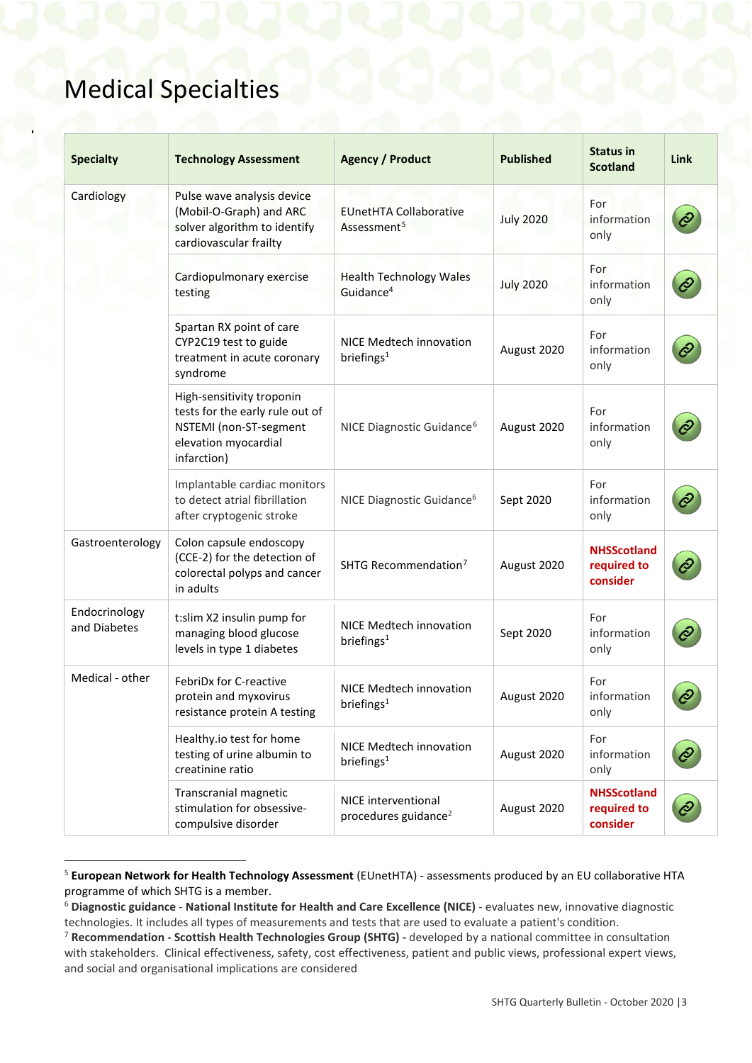# Medical Specialties

| Specialty | Technology Assessment | Agency / Product | Published | Status in Scotland | Link |
|---|---|---|---|---|---|
| Cardiology | Pulse wave analysis device (Mobil-O-Graph) and ARC solver algorithm to identify cardiovascular frailty | EUnetHTA Collaborative Assessment[5] | July 2020 | For information only | |
| | Cardiopulmonary exercise testing | Health Technology Wales Guidance[4] | July 2020 | For information only | |
| | Spartan RX point of care CYP2C19 test to guide treatment in acute coronary syndrome | NICE Medtech innovation briefings[1] | August 2020 | For information only | |
| | High-sensitivity troponin tests for the early rule out of NSTEMI (non-ST-segment elevation myocardial infarction) | NICE Diagnostic Guidance[6] | August 2020 | For information only | |
| | Implantable cardiac monitors to detect atrial fibrillation after cryptogenic stroke | NICE Diagnostic Guidance[6] | Sept 2020 | For information only | |
| Gastroenterology | Colon capsule endoscopy (CCE-2) for the detection of colorectal polyps and cancer in adults | SHTG Recommendation[7] | August 2020 | **NHSScotland required to consider** | |
| Endocrinology and Diabetes | t:slim X2 insulin pump for managing blood glucose levels in type 1 diabetes | NICE Medtech innovation briefings[1] | Sept 2020 | For information only | |
| Medical - other | FebriDx for C-reactive protein and myxovirus resistance protein A testing | NICE Medtech innovation briefings[1] | August 2020 | For information only | |
| | Healthy.io test for home testing of urine albumin to creatinine ratio | NICE Medtech innovation briefings[1] | August 2020 | For information only | |
| | Transcranial magnetic stimulation for obsessive-compulsive disorder | NICE interventional procedures guidance[2] | August 2020 | **NHSScotland required to consider** | |

[5] **European Network for Health Technology Assessment** (EUnetHTA) - assessments produced by an EU collaborative HTA programme of which SHTG is a member.

[6] **Diagnostic guidance** - **National Institute for Health and Care Excellence (NICE)** - evaluates new, innovative diagnostic technologies. It includes all types of measurements and tests that are used to evaluate a patient's condition.

[7] **Recommendation - Scottish Health Technologies Group (SHTG) -** developed by a national committee in consultation with stakeholders. Clinical effectiveness, safety, cost effectiveness, patient and public views, professional expert views, and social and organisational implications are considered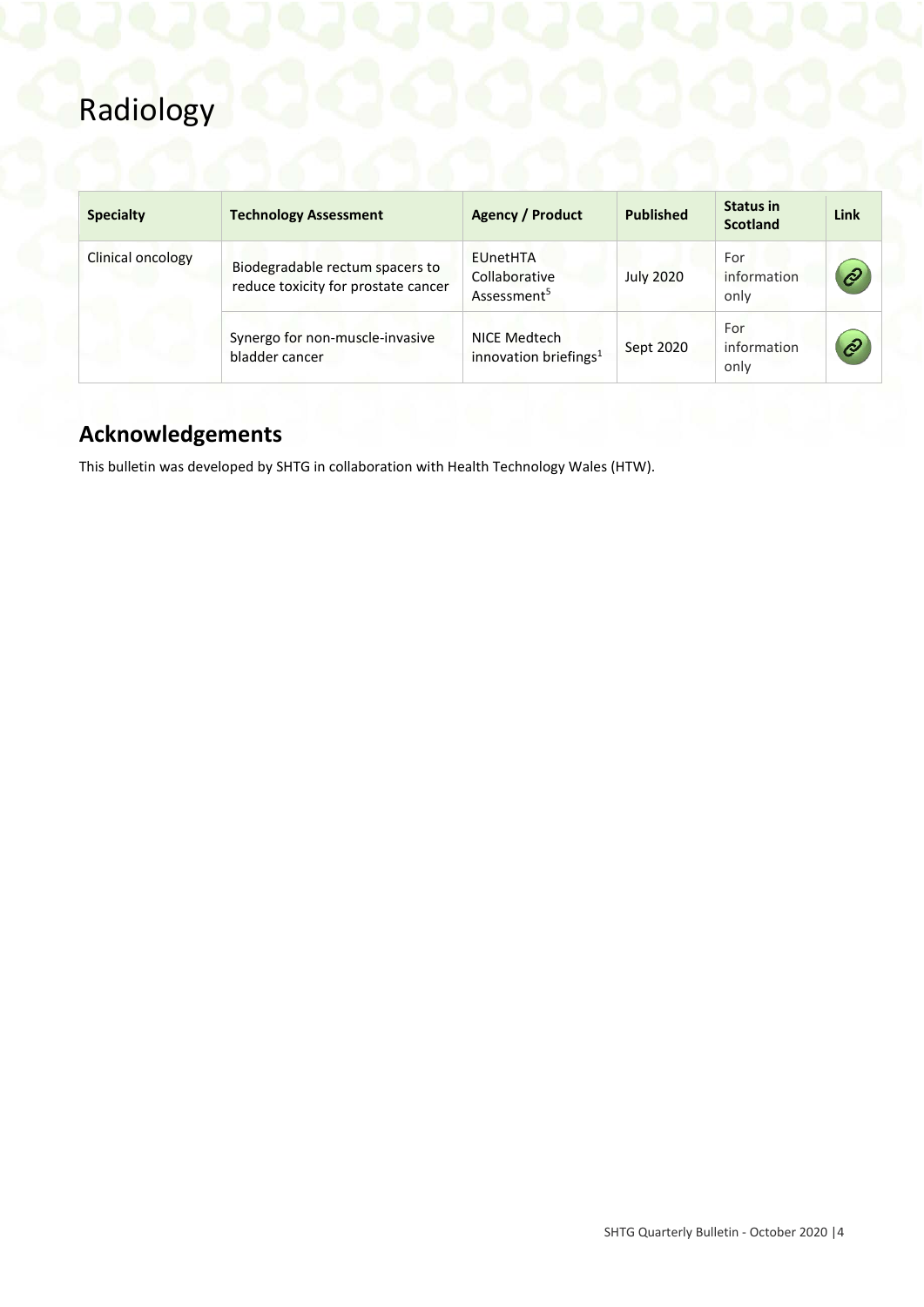# Radiology

| Specialty | Technology Assessment | Agency / Product | Published | Status in Scotland | Link |
|---|---|---|---|---|---|
| Clinical oncology | Biodegradable rectum spacers to reduce toxicity for prostate cancer | EUnetHTA Collaborative Assessment[5] | July 2020 | For information only | |
| | Synergo for non-muscle-invasive bladder cancer | NICE Medtech innovation briefings[1] | Sept 2020 | For information only | |

## Acknowledgements

This bulletin was developed by SHTG in collaboration with Health Technology Wales (HTW).